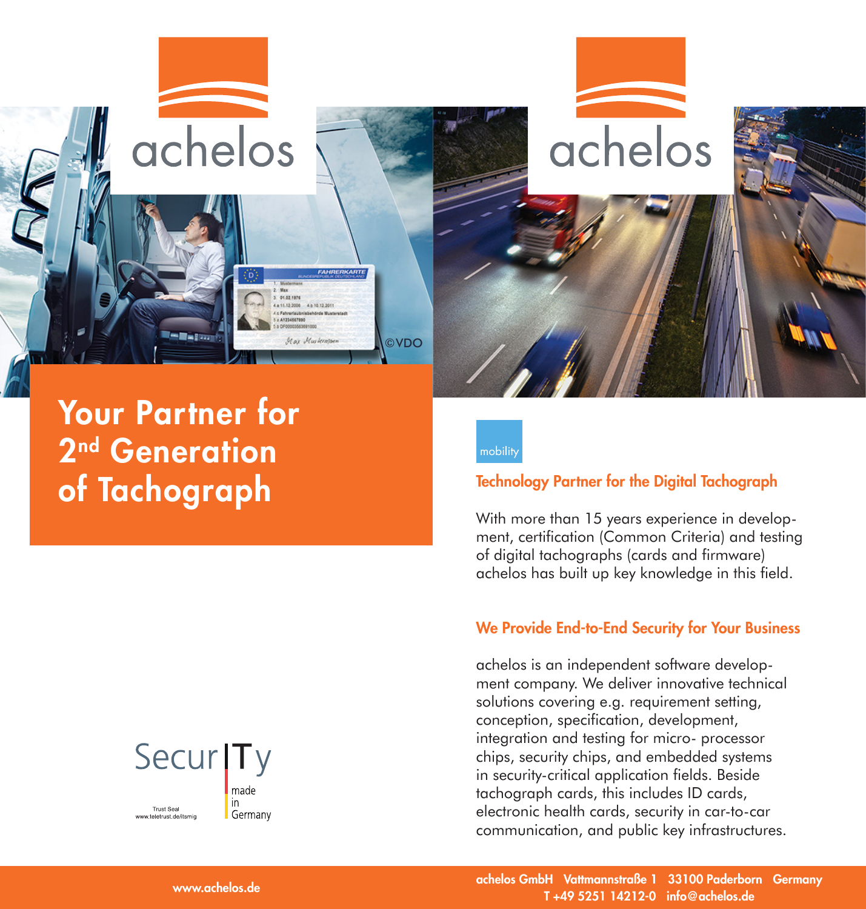achelos

achelos

# Your Partner for 2nd Generation of Tachograph

mobility

### Technology Partner for the Digital Tachograph

With more than 15 years experience in development, certification (Common Criteria) and testing of digital tachographs (cards and firmware) achelos has built up key knowledge in this field.

### We Provide End-to-End Security for Your Business

achelos is an independent software development company. We deliver innovative technical solutions covering e.g. requirement setting, conception, specification, development, integration and testing for micro- processor chips, security chips, and embedded systems in security-critical application fields. Beside tachograph cards, this includes ID cards, electronic health cards, security in car-to-car communication, and public key infrastructures.

SecurITy made in Germany

Trust Seal
www.teletrust.de/itsmig

www.achelos.de

achelos GmbH Vattmannstraße 1 33100 Paderborn Germany
T +49 5251 14212-0 info@achelos.de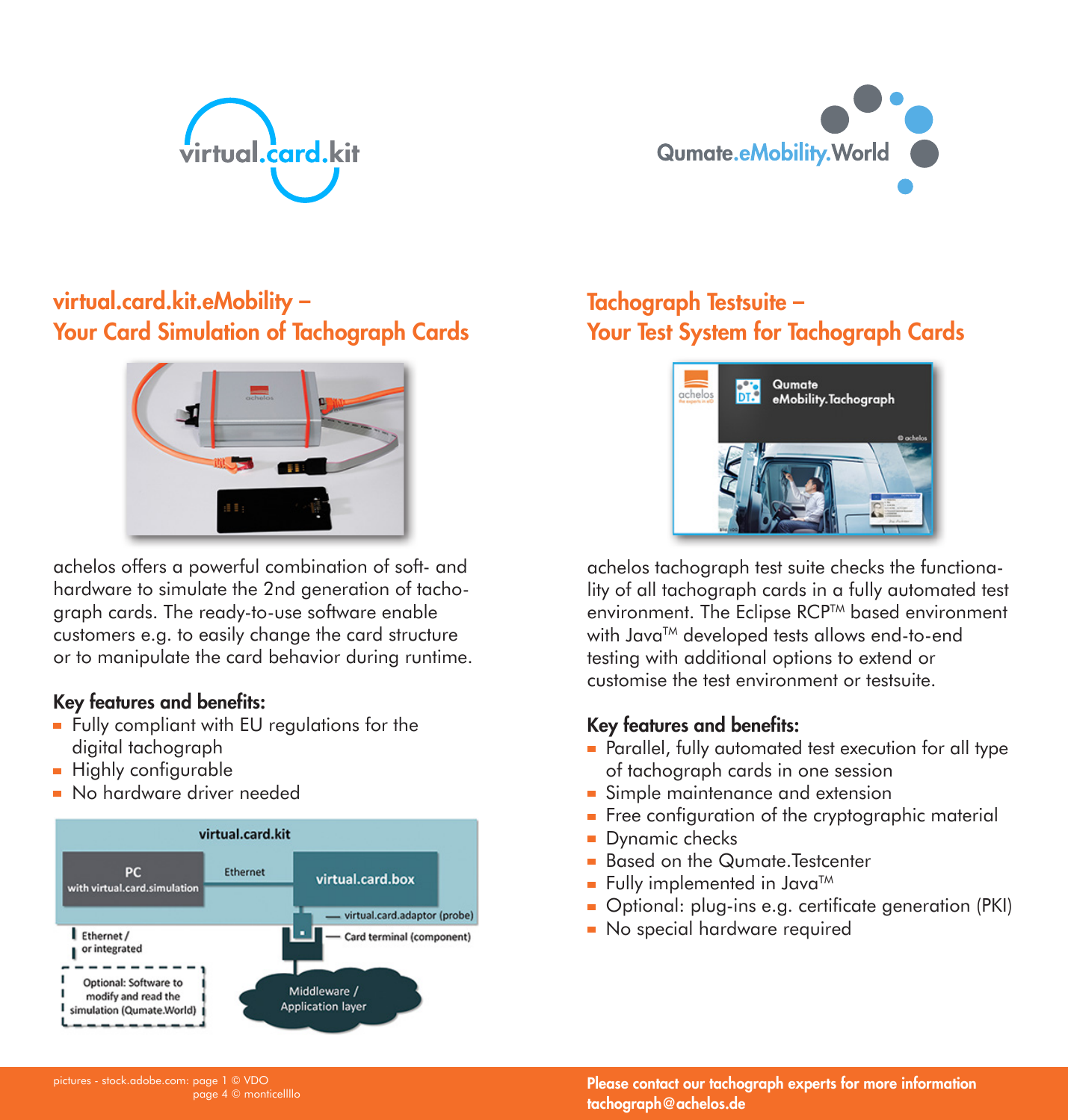virtual.card.kit

Qumate.eMobility.World

## virtual.card.kit.eMobility – Your Card Simulation of Tachograph Cards

achelos offers a powerful combination of soft- and hardware to simulate the 2nd generation of tachograph cards. The ready-to-use software enable customers e.g. to easily change the card structure or to manipulate the card behavior during runtime.

### Key features and benefits:

- Fully compliant with EU regulations for the digital tachograph
- Highly configurable
- No hardware driver needed

virtual.card.kit

PC with virtual.card.simulation

Ethernet

virtual.card.box

virtual.card.adaptor (probe)

Card terminal (component)

Ethernet / or integrated

Optional: Software to modify and read the simulation (Qumate.World)

Middleware / Application layer

## Tachograph Testsuite – Your Test System for Tachograph Cards

achelos tachograph test suite checks the functionality of all tachograph cards in a fully automated test environment. The Eclipse RCP™ based environment with Java™ developed tests allows end-to-end testing with additional options to extend or customise the test environment or testsuite.

### Key features and benefits:

- Parallel, fully automated test execution for all type of tachograph cards in one session
- Simple maintenance and extension
- Free configuration of the cryptographic material
- Dynamic checks
- Based on the Qumate.Testcenter
- Fully implemented in Java™
- Optional: plug-ins e.g. certificate generation (PKI)
- No special hardware required

pictures - stock.adobe.com: page 1 © VDO
page 4 © monticellllo

**Please contact our tachograph experts for more information**
**tachograph@achelos.de**